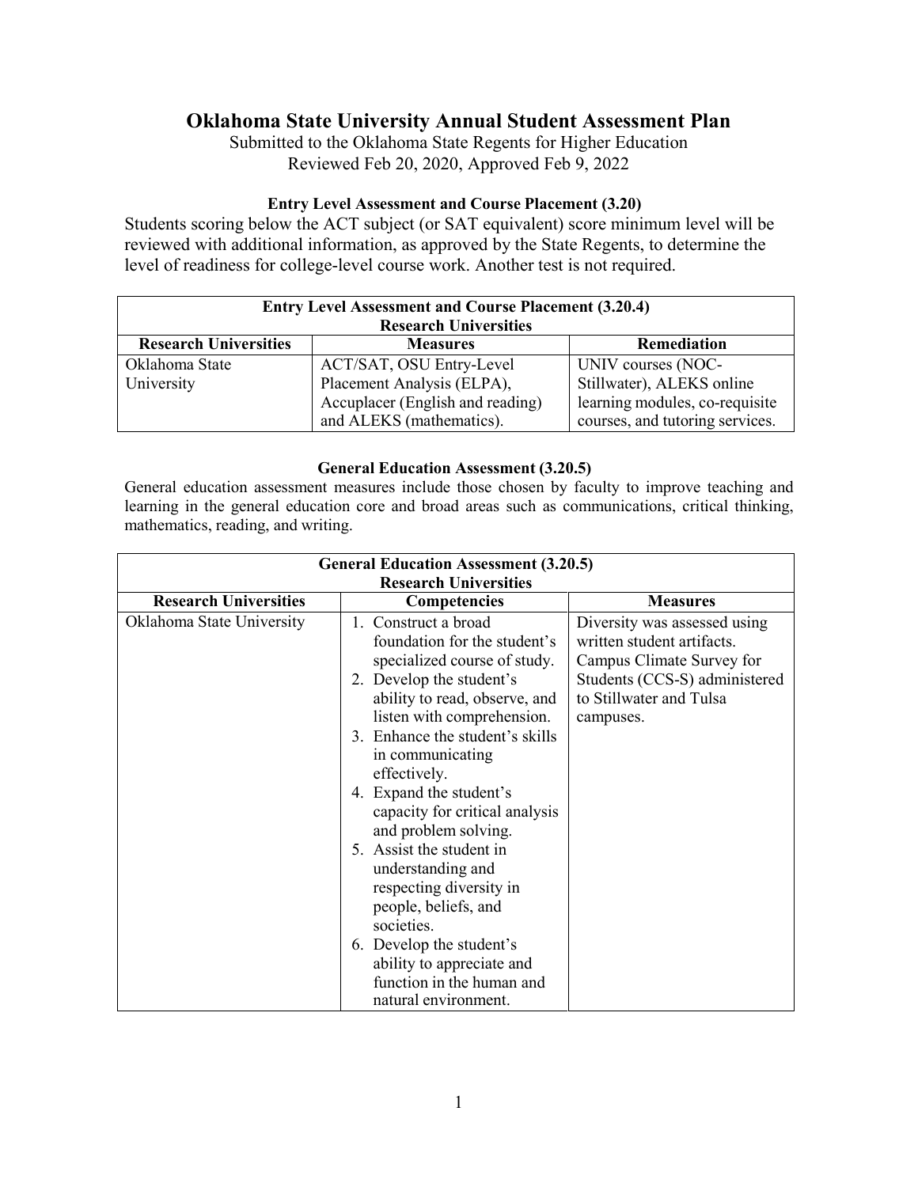# Oklahoma State University Annual Student Assessment Plan

Submitted to the Oklahoma State Regents for Higher Education
Reviewed Feb 20, 2020, Approved Feb 9, 2022

### Entry Level Assessment and Course Placement (3.20)

Students scoring below the ACT subject (or SAT equivalent) score minimum level will be reviewed with additional information, as approved by the State Regents, to determine the level of readiness for college-level course work. Another test is not required.

| Entry Level Assessment and Course Placement (3.20.4) Research Universities | | |
|---|---|---|
| **Research Universities** | **Measures** | **Remediation** |
| Oklahoma State University | ACT/SAT, OSU Entry-Level Placement Analysis (ELPA), Accuplacer (English and reading) and ALEKS (mathematics). | UNIV courses (NOC-Stillwater), ALEKS online learning modules, co-requisite courses, and tutoring services. |

### General Education Assessment (3.20.5)

General education assessment measures include those chosen by faculty to improve teaching and learning in the general education core and broad areas such as communications, critical thinking, mathematics, reading, and writing.

| General Education Assessment (3.20.5) Research Universities | | |
|---|---|---|
| **Research Universities** | **Competencies** | **Measures** |
| Oklahoma State University | 1. Construct a broad foundation for the student's specialized course of study.<br>2. Develop the student's ability to read, observe, and listen with comprehension.<br>3. Enhance the student's skills in communicating effectively.<br>4. Expand the student's capacity for critical analysis and problem solving.<br>5. Assist the student in understanding and respecting diversity in people, beliefs, and societies.<br>6. Develop the student's ability to appreciate and function in the human and natural environment. | Diversity was assessed using written student artifacts. Campus Climate Survey for Students (CCS-S) administered to Stillwater and Tulsa campuses. |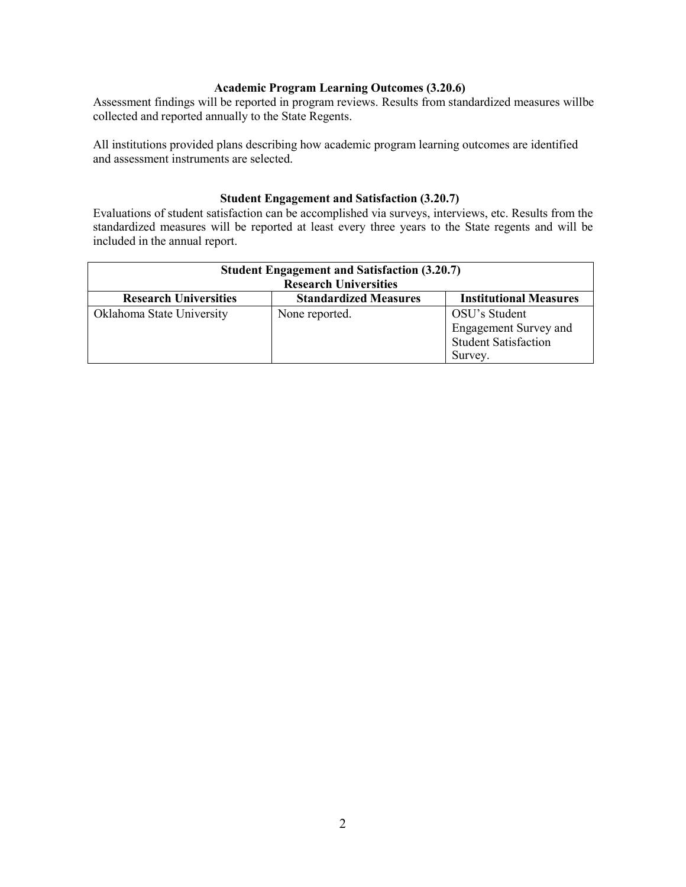### Academic Program Learning Outcomes (3.20.6)

Assessment findings will be reported in program reviews. Results from standardized measures willbe collected and reported annually to the State Regents.

All institutions provided plans describing how academic program learning outcomes are identified and assessment instruments are selected.

### Student Engagement and Satisfaction (3.20.7)

Evaluations of student satisfaction can be accomplished via surveys, interviews, etc. Results from the standardized measures will be reported at least every three years to the State regents and will be included in the annual report.

| Student Engagement and Satisfaction (3.20.7) Research Universities | | |
|---|---|---|
| **Research Universities** | **Standardized Measures** | **Institutional Measures** |
| Oklahoma State University | None reported. | OSU's Student Engagement Survey and Student Satisfaction Survey. |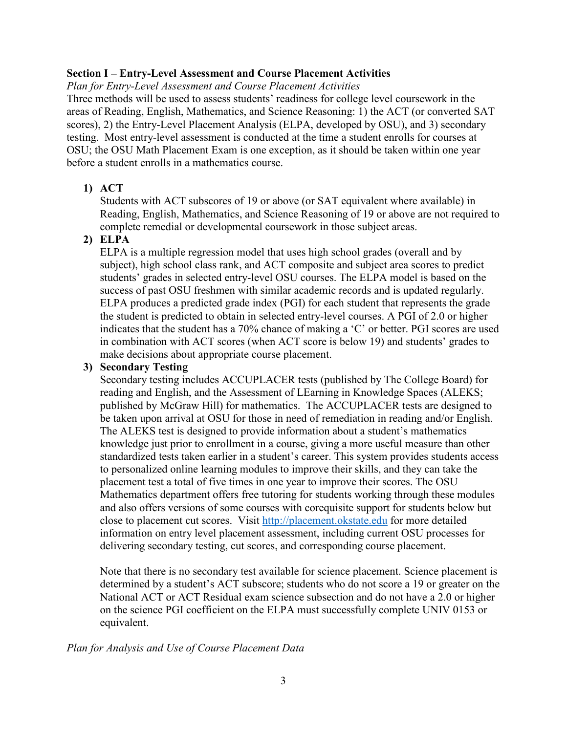**Section I – Entry-Level Assessment and Course Placement Activities**

*Plan for Entry-Level Assessment and Course Placement Activities*

Three methods will be used to assess students' readiness for college level coursework in the areas of Reading, English, Mathematics, and Science Reasoning: 1) the ACT (or converted SAT scores), 2) the Entry-Level Placement Analysis (ELPA, developed by OSU), and 3) secondary testing. Most entry-level assessment is conducted at the time a student enrolls for courses at OSU; the OSU Math Placement Exam is one exception, as it should be taken within one year before a student enrolls in a mathematics course.

1) **ACT**

   Students with ACT subscores of 19 or above (or SAT equivalent where available) in Reading, English, Mathematics, and Science Reasoning of 19 or above are not required to complete remedial or developmental coursework in those subject areas.

2) **ELPA**

   ELPA is a multiple regression model that uses high school grades (overall and by subject), high school class rank, and ACT composite and subject area scores to predict students' grades in selected entry-level OSU courses. The ELPA model is based on the success of past OSU freshmen with similar academic records and is updated regularly. ELPA produces a predicted grade index (PGI) for each student that represents the grade the student is predicted to obtain in selected entry-level courses. A PGI of 2.0 or higher indicates that the student has a 70% chance of making a 'C' or better. PGI scores are used in combination with ACT scores (when ACT score is below 19) and students' grades to make decisions about appropriate course placement.

3) **Secondary Testing**

   Secondary testing includes ACCUPLACER tests (published by The College Board) for reading and English, and the Assessment of LEarning in Knowledge Spaces (ALEKS; published by McGraw Hill) for mathematics. The ACCUPLACER tests are designed to be taken upon arrival at OSU for those in need of remediation in reading and/or English. The ALEKS test is designed to provide information about a student's mathematics knowledge just prior to enrollment in a course, giving a more useful measure than other standardized tests taken earlier in a student's career. This system provides students access to personalized online learning modules to improve their skills, and they can take the placement test a total of five times in one year to improve their scores. The OSU Mathematics department offers free tutoring for students working through these modules and also offers versions of some courses with corequisite support for students below but close to placement cut scores. Visit [http://placement.okstate.edu](http://placement.okstate.edu) for more detailed information on entry level placement assessment, including current OSU processes for delivering secondary testing, cut scores, and corresponding course placement.

   Note that there is no secondary test available for science placement. Science placement is determined by a student's ACT subscore; students who do not score a 19 or greater on the National ACT or ACT Residual exam science subsection and do not have a 2.0 or higher on the science PGI coefficient on the ELPA must successfully complete UNIV 0153 or equivalent.

*Plan for Analysis and Use of Course Placement Data*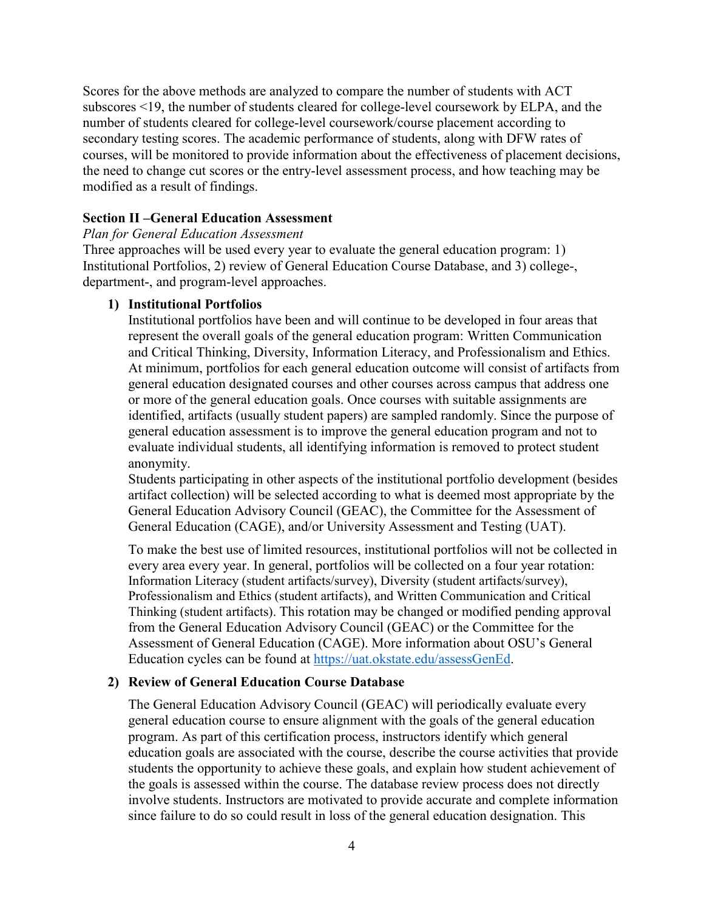Scores for the above methods are analyzed to compare the number of students with ACT subscores <19, the number of students cleared for college-level coursework by ELPA, and the number of students cleared for college-level coursework/course placement according to secondary testing scores. The academic performance of students, along with DFW rates of courses, will be monitored to provide information about the effectiveness of placement decisions, the need to change cut scores or the entry-level assessment process, and how teaching may be modified as a result of findings.

## Section II –General Education Assessment

*Plan for General Education Assessment*

Three approaches will be used every year to evaluate the general education program: 1) Institutional Portfolios, 2) review of General Education Course Database, and 3) college-, department-, and program-level approaches.

### 1) Institutional Portfolios

Institutional portfolios have been and will continue to be developed in four areas that represent the overall goals of the general education program: Written Communication and Critical Thinking, Diversity, Information Literacy, and Professionalism and Ethics. At minimum, portfolios for each general education outcome will consist of artifacts from general education designated courses and other courses across campus that address one or more of the general education goals. Once courses with suitable assignments are identified, artifacts (usually student papers) are sampled randomly. Since the purpose of general education assessment is to improve the general education program and not to evaluate individual students, all identifying information is removed to protect student anonymity.

Students participating in other aspects of the institutional portfolio development (besides artifact collection) will be selected according to what is deemed most appropriate by the General Education Advisory Council (GEAC), the Committee for the Assessment of General Education (CAGE), and/or University Assessment and Testing (UAT).

To make the best use of limited resources, institutional portfolios will not be collected in every area every year. In general, portfolios will be collected on a four year rotation: Information Literacy (student artifacts/survey), Diversity (student artifacts/survey), Professionalism and Ethics (student artifacts), and Written Communication and Critical Thinking (student artifacts). This rotation may be changed or modified pending approval from the General Education Advisory Council (GEAC) or the Committee for the Assessment of General Education (CAGE). More information about OSU's General Education cycles can be found at [https://uat.okstate.edu/assessGenEd](https://uat.okstate.edu/assessGenEd).

### 2) Review of General Education Course Database

The General Education Advisory Council (GEAC) will periodically evaluate every general education course to ensure alignment with the goals of the general education program. As part of this certification process, instructors identify which general education goals are associated with the course, describe the course activities that provide students the opportunity to achieve these goals, and explain how student achievement of the goals is assessed within the course. The database review process does not directly involve students. Instructors are motivated to provide accurate and complete information since failure to do so could result in loss of the general education designation. This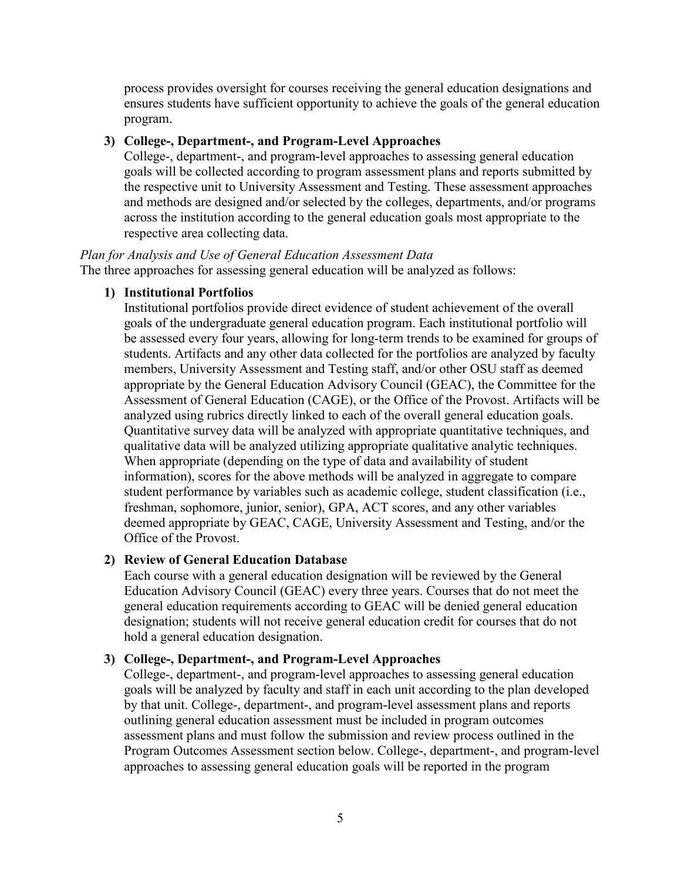process provides oversight for courses receiving the general education designations and ensures students have sufficient opportunity to achieve the goals of the general education program.

**3) College-, Department-, and Program-Level Approaches**

College-, department-, and program-level approaches to assessing general education goals will be collected according to program assessment plans and reports submitted by the respective unit to University Assessment and Testing. These assessment approaches and methods are designed and/or selected by the colleges, departments, and/or programs across the institution according to the general education goals most appropriate to the respective area collecting data.

*Plan for Analysis and Use of General Education Assessment Data*

The three approaches for assessing general education will be analyzed as follows:

**1) Institutional Portfolios**

Institutional portfolios provide direct evidence of student achievement of the overall goals of the undergraduate general education program. Each institutional portfolio will be assessed every four years, allowing for long-term trends to be examined for groups of students. Artifacts and any other data collected for the portfolios are analyzed by faculty members, University Assessment and Testing staff, and/or other OSU staff as deemed appropriate by the General Education Advisory Council (GEAC), the Committee for the Assessment of General Education (CAGE), or the Office of the Provost. Artifacts will be analyzed using rubrics directly linked to each of the overall general education goals. Quantitative survey data will be analyzed with appropriate quantitative techniques, and qualitative data will be analyzed utilizing appropriate qualitative analytic techniques. When appropriate (depending on the type of data and availability of student information), scores for the above methods will be analyzed in aggregate to compare student performance by variables such as academic college, student classification (i.e., freshman, sophomore, junior, senior), GPA, ACT scores, and any other variables deemed appropriate by GEAC, CAGE, University Assessment and Testing, and/or the Office of the Provost.

**2) Review of General Education Database**

Each course with a general education designation will be reviewed by the General Education Advisory Council (GEAC) every three years. Courses that do not meet the general education requirements according to GEAC will be denied general education designation; students will not receive general education credit for courses that do not hold a general education designation.

**3) College-, Department-, and Program-Level Approaches**

College-, department-, and program-level approaches to assessing general education goals will be analyzed by faculty and staff in each unit according to the plan developed by that unit. College-, department-, and program-level assessment plans and reports outlining general education assessment must be included in program outcomes assessment plans and must follow the submission and review process outlined in the Program Outcomes Assessment section below. College-, department-, and program-level approaches to assessing general education goals will be reported in the program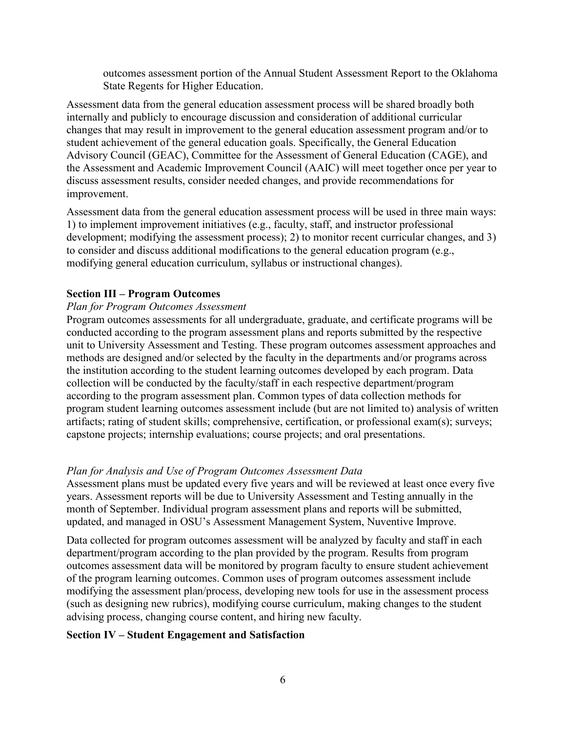outcomes assessment portion of the Annual Student Assessment Report to the Oklahoma State Regents for Higher Education.

Assessment data from the general education assessment process will be shared broadly both internally and publicly to encourage discussion and consideration of additional curricular changes that may result in improvement to the general education assessment program and/or to student achievement of the general education goals. Specifically, the General Education Advisory Council (GEAC), Committee for the Assessment of General Education (CAGE), and the Assessment and Academic Improvement Council (AAIC) will meet together once per year to discuss assessment results, consider needed changes, and provide recommendations for improvement.

Assessment data from the general education assessment process will be used in three main ways: 1) to implement improvement initiatives (e.g., faculty, staff, and instructor professional development; modifying the assessment process); 2) to monitor recent curricular changes, and 3) to consider and discuss additional modifications to the general education program (e.g., modifying general education curriculum, syllabus or instructional changes).

**Section III – Program Outcomes**

*Plan for Program Outcomes Assessment*

Program outcomes assessments for all undergraduate, graduate, and certificate programs will be conducted according to the program assessment plans and reports submitted by the respective unit to University Assessment and Testing. These program outcomes assessment approaches and methods are designed and/or selected by the faculty in the departments and/or programs across the institution according to the student learning outcomes developed by each program. Data collection will be conducted by the faculty/staff in each respective department/program according to the program assessment plan. Common types of data collection methods for program student learning outcomes assessment include (but are not limited to) analysis of written artifacts; rating of student skills; comprehensive, certification, or professional exam(s); surveys; capstone projects; internship evaluations; course projects; and oral presentations.

*Plan for Analysis and Use of Program Outcomes Assessment Data*

Assessment plans must be updated every five years and will be reviewed at least once every five years. Assessment reports will be due to University Assessment and Testing annually in the month of September. Individual program assessment plans and reports will be submitted, updated, and managed in OSU's Assessment Management System, Nuventive Improve.

Data collected for program outcomes assessment will be analyzed by faculty and staff in each department/program according to the plan provided by the program. Results from program outcomes assessment data will be monitored by program faculty to ensure student achievement of the program learning outcomes. Common uses of program outcomes assessment include modifying the assessment plan/process, developing new tools for use in the assessment process (such as designing new rubrics), modifying course curriculum, making changes to the student advising process, changing course content, and hiring new faculty.

**Section IV – Student Engagement and Satisfaction**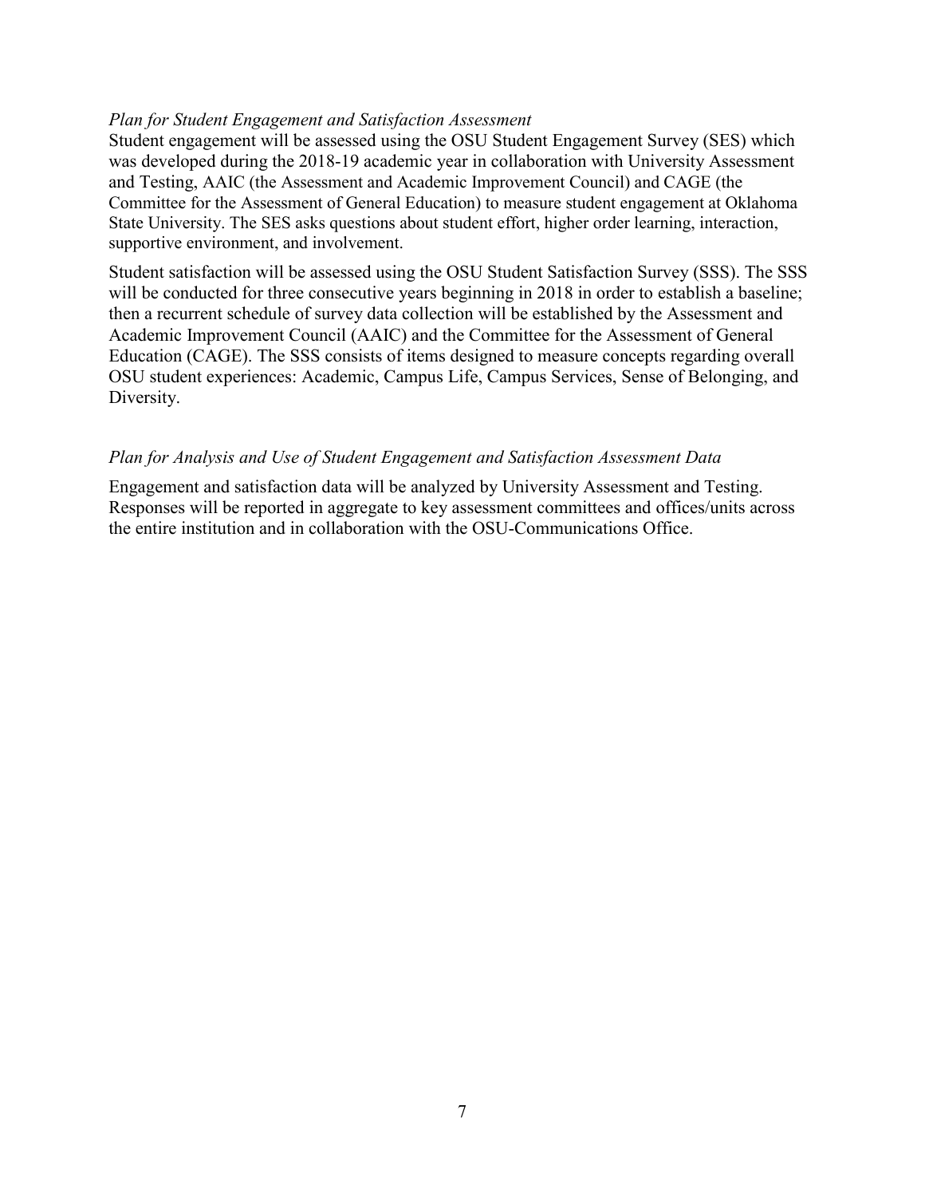*Plan for Student Engagement and Satisfaction Assessment*

Student engagement will be assessed using the OSU Student Engagement Survey (SES) which was developed during the 2018-19 academic year in collaboration with University Assessment and Testing, AAIC (the Assessment and Academic Improvement Council) and CAGE (the Committee for the Assessment of General Education) to measure student engagement at Oklahoma State University. The SES asks questions about student effort, higher order learning, interaction, supportive environment, and involvement.

Student satisfaction will be assessed using the OSU Student Satisfaction Survey (SSS). The SSS will be conducted for three consecutive years beginning in 2018 in order to establish a baseline; then a recurrent schedule of survey data collection will be established by the Assessment and Academic Improvement Council (AAIC) and the Committee for the Assessment of General Education (CAGE). The SSS consists of items designed to measure concepts regarding overall OSU student experiences: Academic, Campus Life, Campus Services, Sense of Belonging, and Diversity.

*Plan for Analysis and Use of Student Engagement and Satisfaction Assessment Data*

Engagement and satisfaction data will be analyzed by University Assessment and Testing. Responses will be reported in aggregate to key assessment committees and offices/units across the entire institution and in collaboration with the OSU-Communications Office.